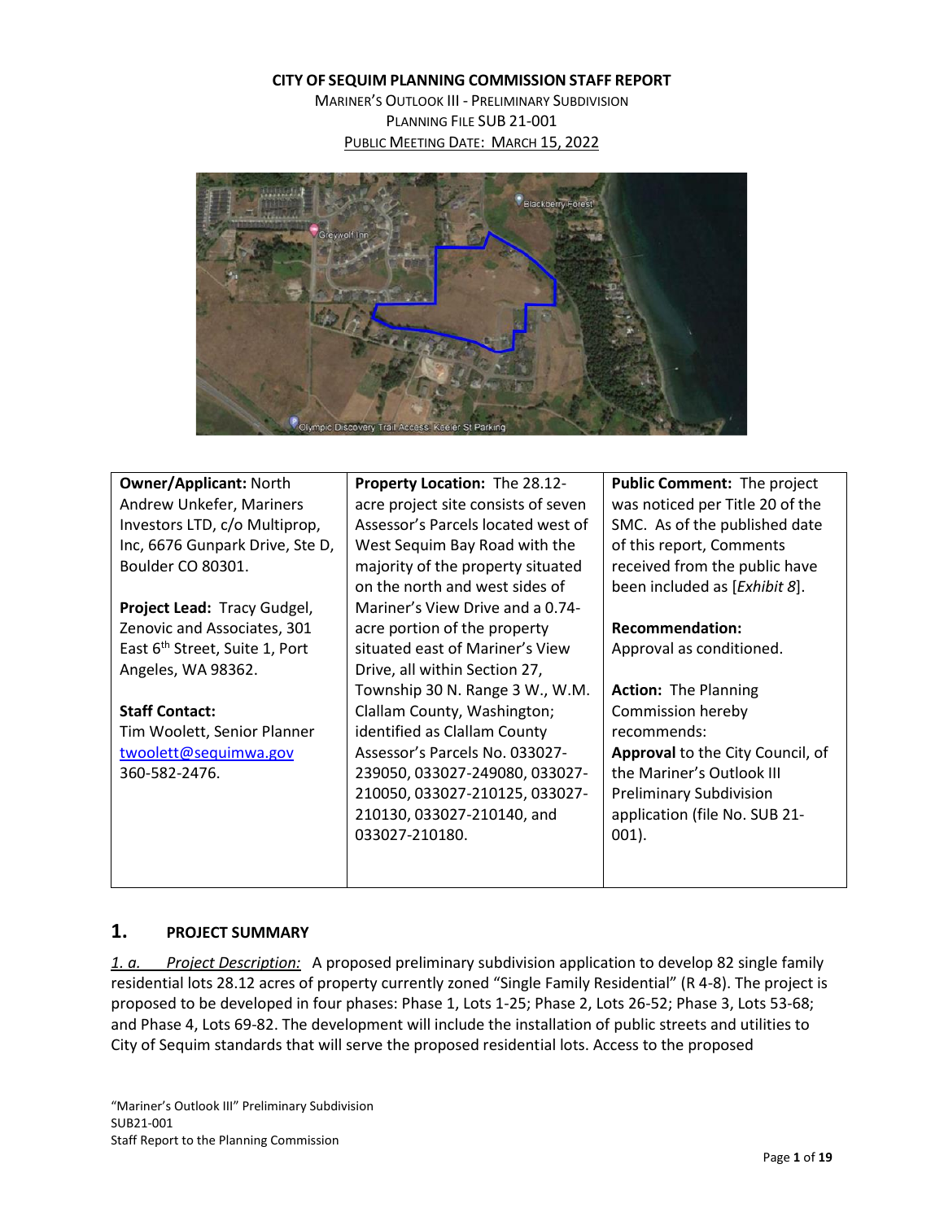**CITY OF SEQUIM PLANNING COMMISSION STAFF REPORT**

MARINER'S OUTLOOK III - PRELIMINARY SUBDIVISION

PLANNING FILE SUB 21-001

PUBLIC MEETING DATE: MARCH 15, 2022

| **Owner/Applicant:** North Andrew Unkefer, Mariners Investors LTD, c/o Multiprop, Inc, 6676 Gunpark Drive, Ste D, Boulder CO 80301.<br><br>**Project Lead:** Tracy Gudgel, Zenovic and Associates, 301 East 6th Street, Suite 1, Port Angeles, WA 98362.<br><br>**Staff Contact:**<br>Tim Woolett, Senior Planner<br>twoolett@sequimwa.gov<br>360-582-2476. | **Property Location:** The 28.12-acre project site consists of seven Assessor's Parcels located west of West Sequim Bay Road with the majority of the property situated on the north and west sides of Mariner's View Drive and a 0.74-acre portion of the property situated east of Mariner's View Drive, all within Section 27, Township 30 N. Range 3 W., W.M. Clallam County, Washington; identified as Clallam County Assessor's Parcels No. 033027-239050, 033027-249080, 033027-210050, 033027-210125, 033027-210130, 033027-210140, and 033027-210180. | **Public Comment:** The project was noticed per Title 20 of the SMC. As of the published date of this report, Comments received from the public have been included as [*Exhibit 8*].<br><br>**Recommendation:**<br>Approval as conditioned.<br><br>**Action:** The Planning Commission hereby recommends:<br>**Approval** to the City Council, of the Mariner's Outlook III Preliminary Subdivision application (file No. SUB 21-001). |
|---|---|---|

## 1. PROJECT SUMMARY

*1. a. Project Description:* A proposed preliminary subdivision application to develop 82 single family residential lots 28.12 acres of property currently zoned "Single Family Residential" (R 4-8). The project is proposed to be developed in four phases: Phase 1, Lots 1-25; Phase 2, Lots 26-52; Phase 3, Lots 53-68; and Phase 4, Lots 69-82. The development will include the installation of public streets and utilities to City of Sequim standards that will serve the proposed residential lots. Access to the proposed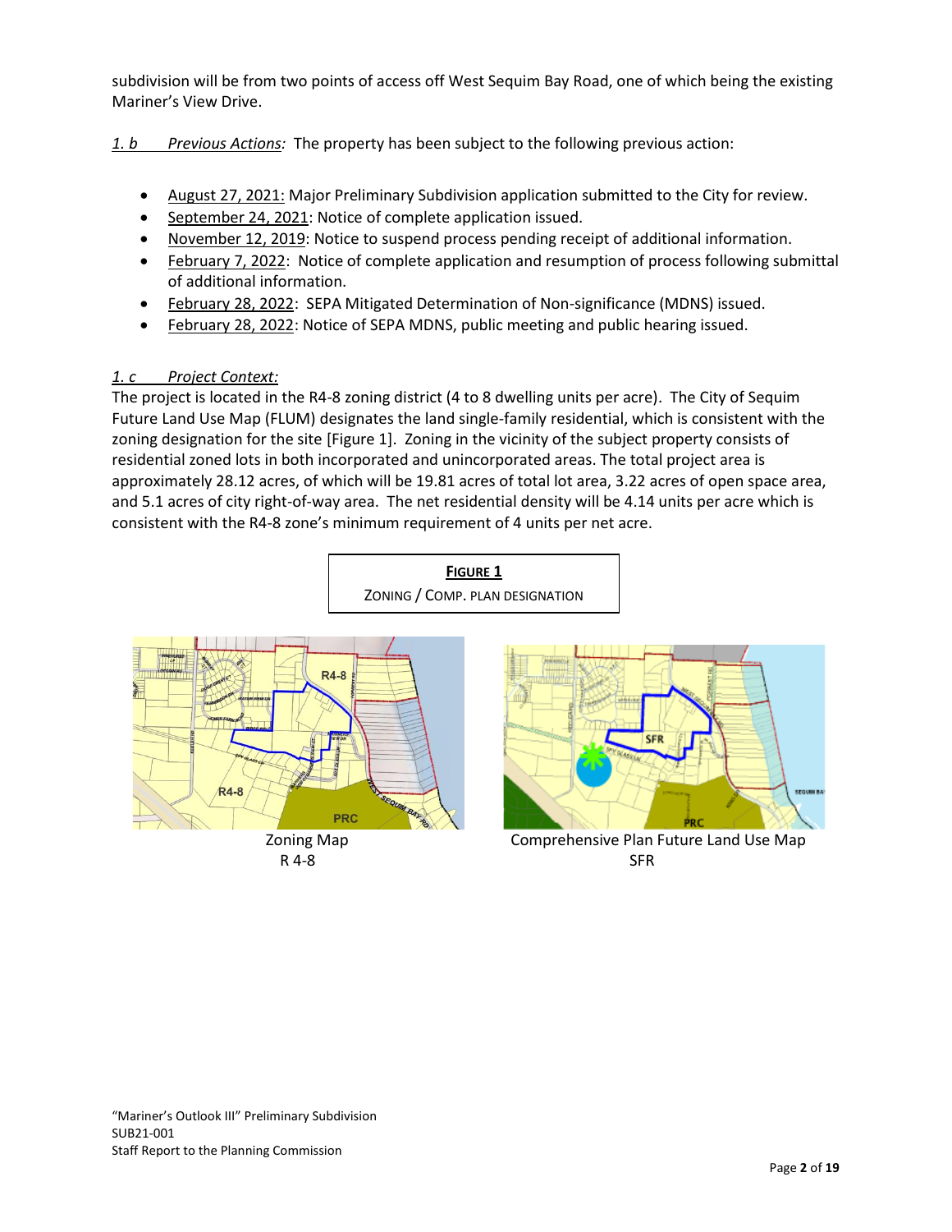subdivision will be from two points of access off West Sequim Bay Road, one of which being the existing Mariner's View Drive.

*1. b Previous Actions:* The property has been subject to the following previous action:

- August 27, 2021: Major Preliminary Subdivision application submitted to the City for review.
- September 24, 2021: Notice of complete application issued.
- November 12, 2019: Notice to suspend process pending receipt of additional information.
- February 7, 2022: Notice of complete application and resumption of process following submittal of additional information.
- February 28, 2022: SEPA Mitigated Determination of Non-significance (MDNS) issued.
- February 28, 2022: Notice of SEPA MDNS, public meeting and public hearing issued.

*1. c Project Context:*

The project is located in the R4-8 zoning district (4 to 8 dwelling units per acre). The City of Sequim Future Land Use Map (FLUM) designates the land single-family residential, which is consistent with the zoning designation for the site [Figure 1]. Zoning in the vicinity of the subject property consists of residential zoned lots in both incorporated and unincorporated areas. The total project area is approximately 28.12 acres, of which will be 19.81 acres of total lot area, 3.22 acres of open space area, and 5.1 acres of city right-of-way area. The net residential density will be 4.14 units per acre which is consistent with the R4-8 zone's minimum requirement of 4 units per net acre.

**FIGURE 1**
ZONING / COMP. PLAN DESIGNATION

Zoning Map
R 4-8

Comprehensive Plan Future Land Use Map
SFR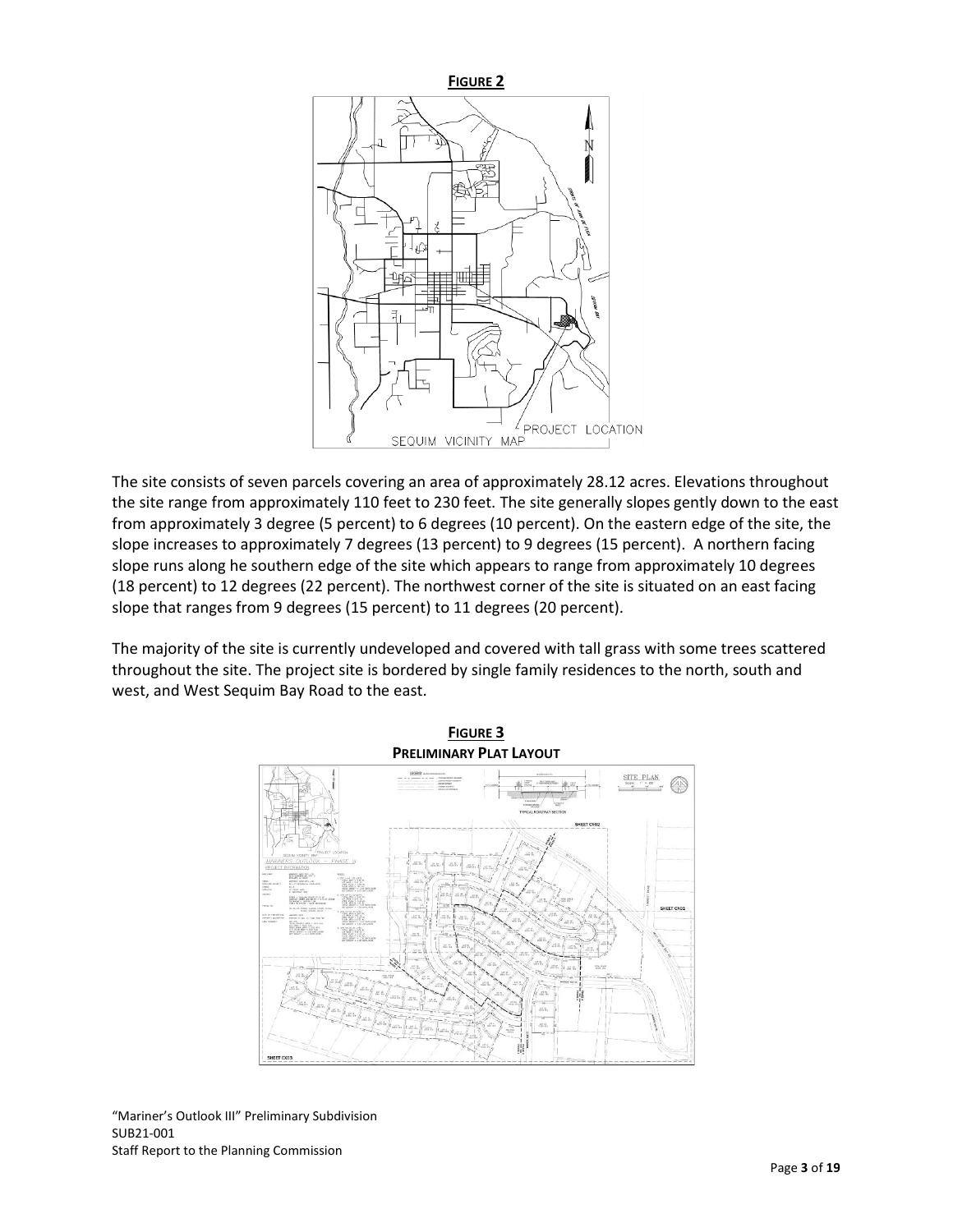**FIGURE 2**

The site consists of seven parcels covering an area of approximately 28.12 acres. Elevations throughout the site range from approximately 110 feet to 230 feet. The site generally slopes gently down to the east from approximately 3 degree (5 percent) to 6 degrees (10 percent). On the eastern edge of the site, the slope increases to approximately 7 degrees (13 percent) to 9 degrees (15 percent). A northern facing slope runs along he southern edge of the site which appears to range from approximately 10 degrees (18 percent) to 12 degrees (22 percent). The northwest corner of the site is situated on an east facing slope that ranges from 9 degrees (15 percent) to 11 degrees (20 percent).

The majority of the site is currently undeveloped and covered with tall grass with some trees scattered throughout the site. The project site is bordered by single family residences to the north, south and west, and West Sequim Bay Road to the east.

**FIGURE 3**
**PRELIMINARY PLAT LAYOUT**

"Mariner's Outlook III" Preliminary Subdivision
SUB21-001
Staff Report to the Planning Commission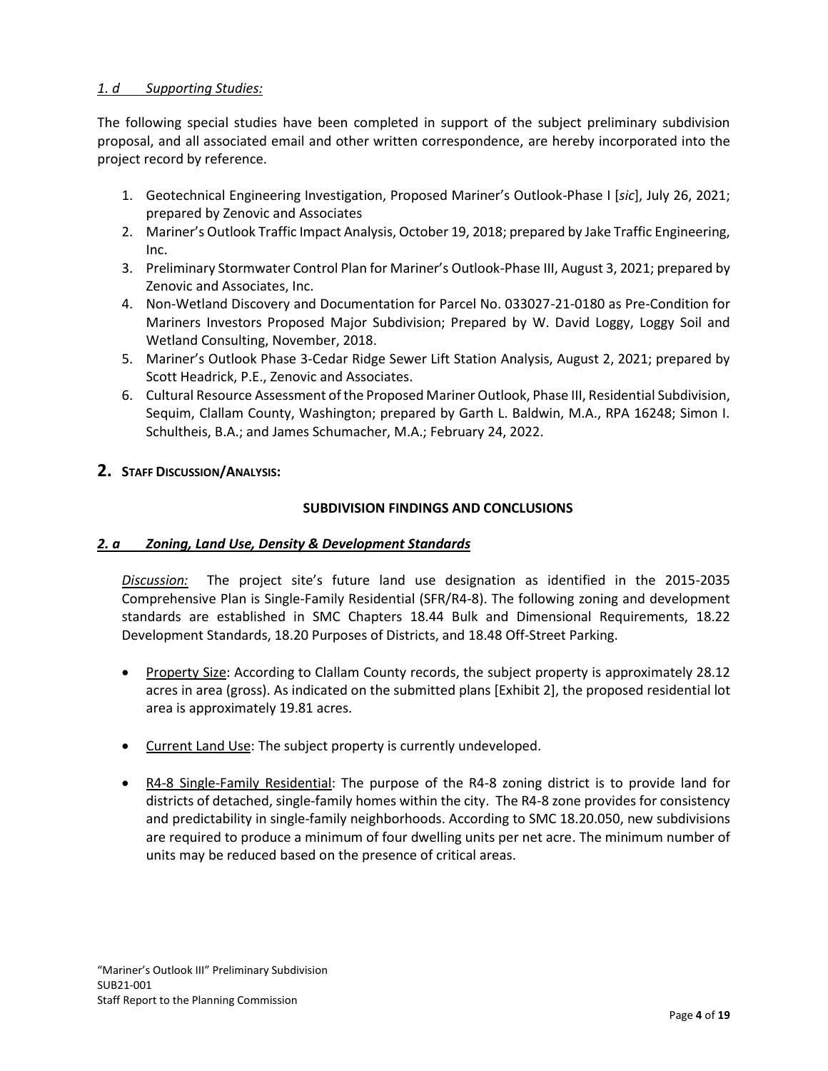### *1. d Supporting Studies:*

The following special studies have been completed in support of the subject preliminary subdivision proposal, and all associated email and other written correspondence, are hereby incorporated into the project record by reference.

1. Geotechnical Engineering Investigation, Proposed Mariner's Outlook-Phase I [*sic*], July 26, 2021; prepared by Zenovic and Associates
2. Mariner's Outlook Traffic Impact Analysis, October 19, 2018; prepared by Jake Traffic Engineering, Inc.
3. Preliminary Stormwater Control Plan for Mariner's Outlook-Phase III, August 3, 2021; prepared by Zenovic and Associates, Inc.
4. Non-Wetland Discovery and Documentation for Parcel No. 033027-21-0180 as Pre-Condition for Mariners Investors Proposed Major Subdivision; Prepared by W. David Loggy, Loggy Soil and Wetland Consulting, November, 2018.
5. Mariner's Outlook Phase 3-Cedar Ridge Sewer Lift Station Analysis, August 2, 2021; prepared by Scott Headrick, P.E., Zenovic and Associates.
6. Cultural Resource Assessment of the Proposed Mariner Outlook, Phase III, Residential Subdivision, Sequim, Clallam County, Washington; prepared by Garth L. Baldwin, M.A., RPA 16248; Simon I. Schultheis, B.A.; and James Schumacher, M.A.; February 24, 2022.

## 2. STAFF DISCUSSION/ANALYSIS:

**SUBDIVISION FINDINGS AND CONCLUSIONS**

### *2. a Zoning, Land Use, Density & Development Standards*

*Discussion:* The project site's future land use designation as identified in the 2015-2035 Comprehensive Plan is Single-Family Residential (SFR/R4-8). The following zoning and development standards are established in SMC Chapters 18.44 Bulk and Dimensional Requirements, 18.22 Development Standards, 18.20 Purposes of Districts, and 18.48 Off-Street Parking.

- Property Size: According to Clallam County records, the subject property is approximately 28.12 acres in area (gross). As indicated on the submitted plans [Exhibit 2], the proposed residential lot area is approximately 19.81 acres.
- Current Land Use: The subject property is currently undeveloped.
- R4-8 Single-Family Residential: The purpose of the R4-8 zoning district is to provide land for districts of detached, single-family homes within the city. The R4-8 zone provides for consistency and predictability in single-family neighborhoods. According to SMC 18.20.050, new subdivisions are required to produce a minimum of four dwelling units per net acre. The minimum number of units may be reduced based on the presence of critical areas.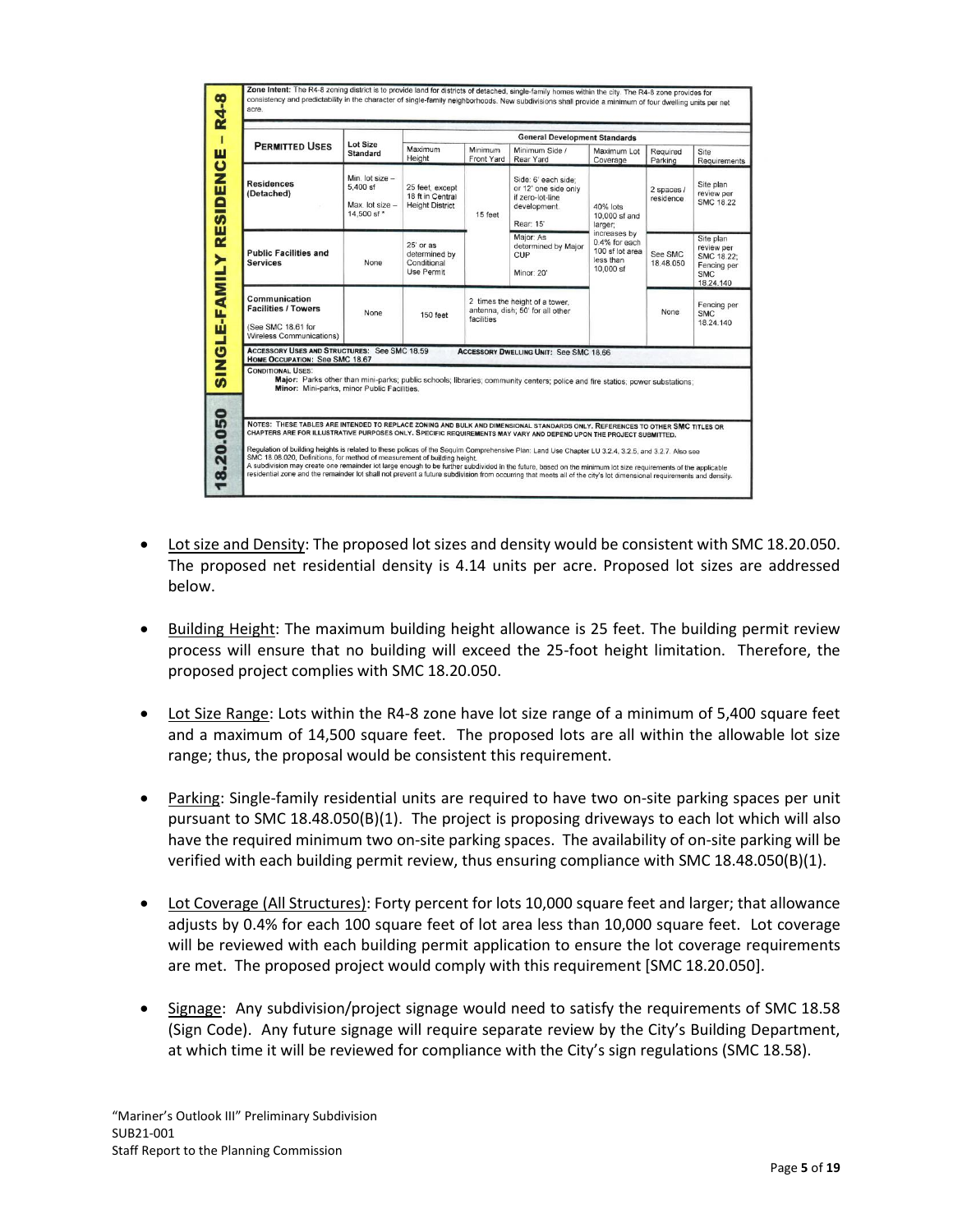**SINGLE-FAMILY RESIDENCE – R4-8**

**18.20.050**

**Zone Intent:** The R4-8 zoning district is to provide land for districts of detached, single-family homes within the city. The R4-8 zone provides for consistency and predictability in the character of single-family neighborhoods. New subdivisions shall provide a minimum of four dwelling units per net acre.

| PERMITTED USES | Lot Size Standard | General Development Standards | | | | | |
|---|---|---|---|---|---|---|---|
| | | Maximum Height | Minimum Front Yard | Minimum Side / Rear Yard | Maximum Lot Coverage | Required Parking | Site Requirements |
| **Residences (Detached)** | Min. lot size – 5,400 sf<br><br>Max. lot size – 14,500 sf * | 25 feet, except 18 ft in Central Height District | 15 feet | Side: 6' each side; or 12' one side only if zero-lot-line development.<br><br>Rear: 15' | 40% lots 10,000 sf and larger; increases by 0.4% for each 100 sf lot area less than 10,000 sf | 2 spaces / residence | Site plan review per SMC 18.22 |
| **Public Facilities and Services** | None | 25' or as determined by Conditional Use Permit | | Major: As determined by Major CUP<br><br>Minor: 20' | | See SMC 18.48.050 | Site plan review per SMC 18.22; Fencing per SMC 18.24.140 |
| **Communication Facilities / Towers**<br><br>(See SMC 18.61 for Wireless Communications) | None | 150 feet | 2 times the height of a tower, antenna, dish; 50' for all other facilities | | | None | Fencing per SMC 18.24.140 |

**ACCESSORY USES AND STRUCTURES:** See SMC 18.59 **ACCESSORY DWELLING UNIT:** See SMC 18.66
**HOME OCCUPATION:** See SMC 18.67

**CONDITIONAL USES:**
**Major:** Parks other than mini-parks; public schools; libraries; community centers; police and fire statios; power substations;
**Minor:** Mini-parks, minor Public Facilities.

**NOTES: THESE TABLES ARE INTENDED TO REPLACE ZONING AND BULK AND DIMENSIONAL STANDARDS ONLY. REFERENCES TO OTHER SMC TITLES OR CHAPTERS ARE FOR ILLUSTRATIVE PURPOSES ONLY. SPECIFIC REQUIREMENTS MAY VARY AND DEPEND UPON THE PROJECT SUBMITTED.**

Regulation of building heights is related to these polices of the Sequim Comprehensive Plan: Land Use Chapter LU 3.2.4, 3.2.5, and 3.2.7. Also see SMC 18.08.020, Definitions, for method of measurement of building height.
A subdivision may create one remainder lot large enough to be further subdivided in the future, based on the minimum lot size requirements of the applicable residential zone and the remainder lot shall not prevent a future subdivision from occurring that meets all of the city's lot dimensional requirements and density.

- Lot size and Density: The proposed lot sizes and density would be consistent with SMC 18.20.050. The proposed net residential density is 4.14 units per acre. Proposed lot sizes are addressed below.

- Building Height: The maximum building height allowance is 25 feet. The building permit review process will ensure that no building will exceed the 25-foot height limitation. Therefore, the proposed project complies with SMC 18.20.050.

- Lot Size Range: Lots within the R4-8 zone have lot size range of a minimum of 5,400 square feet and a maximum of 14,500 square feet. The proposed lots are all within the allowable lot size range; thus, the proposal would be consistent this requirement.

- Parking: Single-family residential units are required to have two on-site parking spaces per unit pursuant to SMC 18.48.050(B)(1). The project is proposing driveways to each lot which will also have the required minimum two on-site parking spaces. The availability of on-site parking will be verified with each building permit review, thus ensuring compliance with SMC 18.48.050(B)(1).

- Lot Coverage (All Structures): Forty percent for lots 10,000 square feet and larger; that allowance adjusts by 0.4% for each 100 square feet of lot area less than 10,000 square feet. Lot coverage will be reviewed with each building permit application to ensure the lot coverage requirements are met. The proposed project would comply with this requirement [SMC 18.20.050].

- Signage: Any subdivision/project signage would need to satisfy the requirements of SMC 18.58 (Sign Code). Any future signage will require separate review by the City's Building Department, at which time it will be reviewed for compliance with the City's sign regulations (SMC 18.58).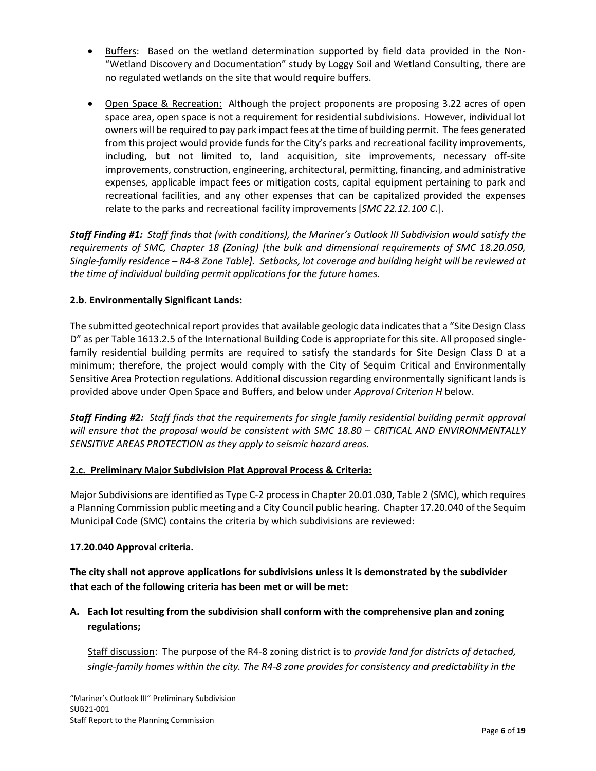- Buffers: Based on the wetland determination supported by field data provided in the Non-"Wetland Discovery and Documentation" study by Loggy Soil and Wetland Consulting, there are no regulated wetlands on the site that would require buffers.

- Open Space & Recreation: Although the project proponents are proposing 3.22 acres of open space area, open space is not a requirement for residential subdivisions. However, individual lot owners will be required to pay park impact fees at the time of building permit. The fees generated from this project would provide funds for the City's parks and recreational facility improvements, including, but not limited to, land acquisition, site improvements, necessary off-site improvements, construction, engineering, architectural, permitting, financing, and administrative expenses, applicable impact fees or mitigation costs, capital equipment pertaining to park and recreational facilities, and any other expenses that can be capitalized provided the expenses relate to the parks and recreational facility improvements [*SMC 22.12.100 C*.].

***Staff Finding #1:*** *Staff finds that (with conditions), the Mariner's Outlook III Subdivision would satisfy the requirements of SMC, Chapter 18 (Zoning) [the bulk and dimensional requirements of SMC 18.20.050, Single-family residence – R4-8 Zone Table]. Setbacks, lot coverage and building height will be reviewed at the time of individual building permit applications for the future homes.*

**2.b. Environmentally Significant Lands:**

The submitted geotechnical report provides that available geologic data indicates that a "Site Design Class D" as per Table 1613.2.5 of the International Building Code is appropriate for this site. All proposed single-family residential building permits are required to satisfy the standards for Site Design Class D at a minimum; therefore, the project would comply with the City of Sequim Critical and Environmentally Sensitive Area Protection regulations. Additional discussion regarding environmentally significant lands is provided above under Open Space and Buffers, and below under *Approval Criterion H* below.

***Staff Finding #2:*** *Staff finds that the requirements for single family residential building permit approval will ensure that the proposal would be consistent with SMC 18.80 – CRITICAL AND ENVIRONMENTALLY SENSITIVE AREAS PROTECTION as they apply to seismic hazard areas.*

**2.c. Preliminary Major Subdivision Plat Approval Process & Criteria:**

Major Subdivisions are identified as Type C-2 process in Chapter 20.01.030, Table 2 (SMC), which requires a Planning Commission public meeting and a City Council public hearing. Chapter 17.20.040 of the Sequim Municipal Code (SMC) contains the criteria by which subdivisions are reviewed:

**17.20.040 Approval criteria.**

**The city shall not approve applications for subdivisions unless it is demonstrated by the subdivider that each of the following criteria has been met or will be met:**

**A. Each lot resulting from the subdivision shall conform with the comprehensive plan and zoning regulations;**

Staff discussion: The purpose of the R4-8 zoning district is to *provide land for districts of detached, single-family homes within the city. The R4-8 zone provides for consistency and predictability in the*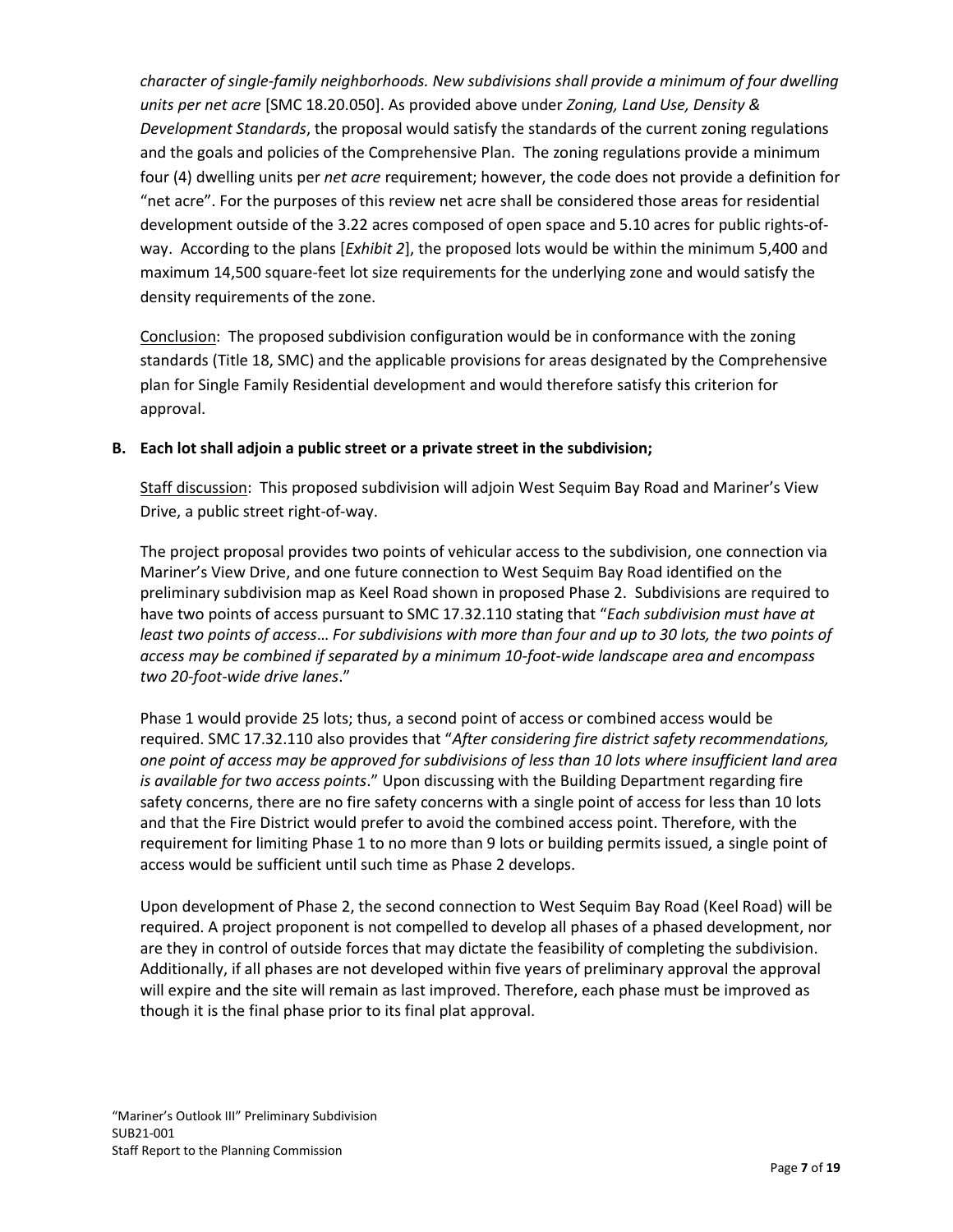*character of single-family neighborhoods. New subdivisions shall provide a minimum of four dwelling units per net acre* [SMC 18.20.050]. As provided above under *Zoning, Land Use, Density & Development Standards*, the proposal would satisfy the standards of the current zoning regulations and the goals and policies of the Comprehensive Plan. The zoning regulations provide a minimum four (4) dwelling units per *net acre* requirement; however, the code does not provide a definition for "net acre". For the purposes of this review net acre shall be considered those areas for residential development outside of the 3.22 acres composed of open space and 5.10 acres for public rights-of-way. According to the plans [*Exhibit 2*], the proposed lots would be within the minimum 5,400 and maximum 14,500 square-feet lot size requirements for the underlying zone and would satisfy the density requirements of the zone.

Conclusion: The proposed subdivision configuration would be in conformance with the zoning standards (Title 18, SMC) and the applicable provisions for areas designated by the Comprehensive plan for Single Family Residential development and would therefore satisfy this criterion for approval.

**B. Each lot shall adjoin a public street or a private street in the subdivision;**

Staff discussion: This proposed subdivision will adjoin West Sequim Bay Road and Mariner's View Drive, a public street right-of-way.

The project proposal provides two points of vehicular access to the subdivision, one connection via Mariner's View Drive, and one future connection to West Sequim Bay Road identified on the preliminary subdivision map as Keel Road shown in proposed Phase 2. Subdivisions are required to have two points of access pursuant to SMC 17.32.110 stating that "*Each subdivision must have at least two points of access… For subdivisions with more than four and up to 30 lots, the two points of access may be combined if separated by a minimum 10-foot-wide landscape area and encompass two 20-foot-wide drive lanes*."

Phase 1 would provide 25 lots; thus, a second point of access or combined access would be required. SMC 17.32.110 also provides that "*After considering fire district safety recommendations, one point of access may be approved for subdivisions of less than 10 lots where insufficient land area is available for two access points*." Upon discussing with the Building Department regarding fire safety concerns, there are no fire safety concerns with a single point of access for less than 10 lots and that the Fire District would prefer to avoid the combined access point. Therefore, with the requirement for limiting Phase 1 to no more than 9 lots or building permits issued, a single point of access would be sufficient until such time as Phase 2 develops.

Upon development of Phase 2, the second connection to West Sequim Bay Road (Keel Road) will be required. A project proponent is not compelled to develop all phases of a phased development, nor are they in control of outside forces that may dictate the feasibility of completing the subdivision. Additionally, if all phases are not developed within five years of preliminary approval the approval will expire and the site will remain as last improved. Therefore, each phase must be improved as though it is the final phase prior to its final plat approval.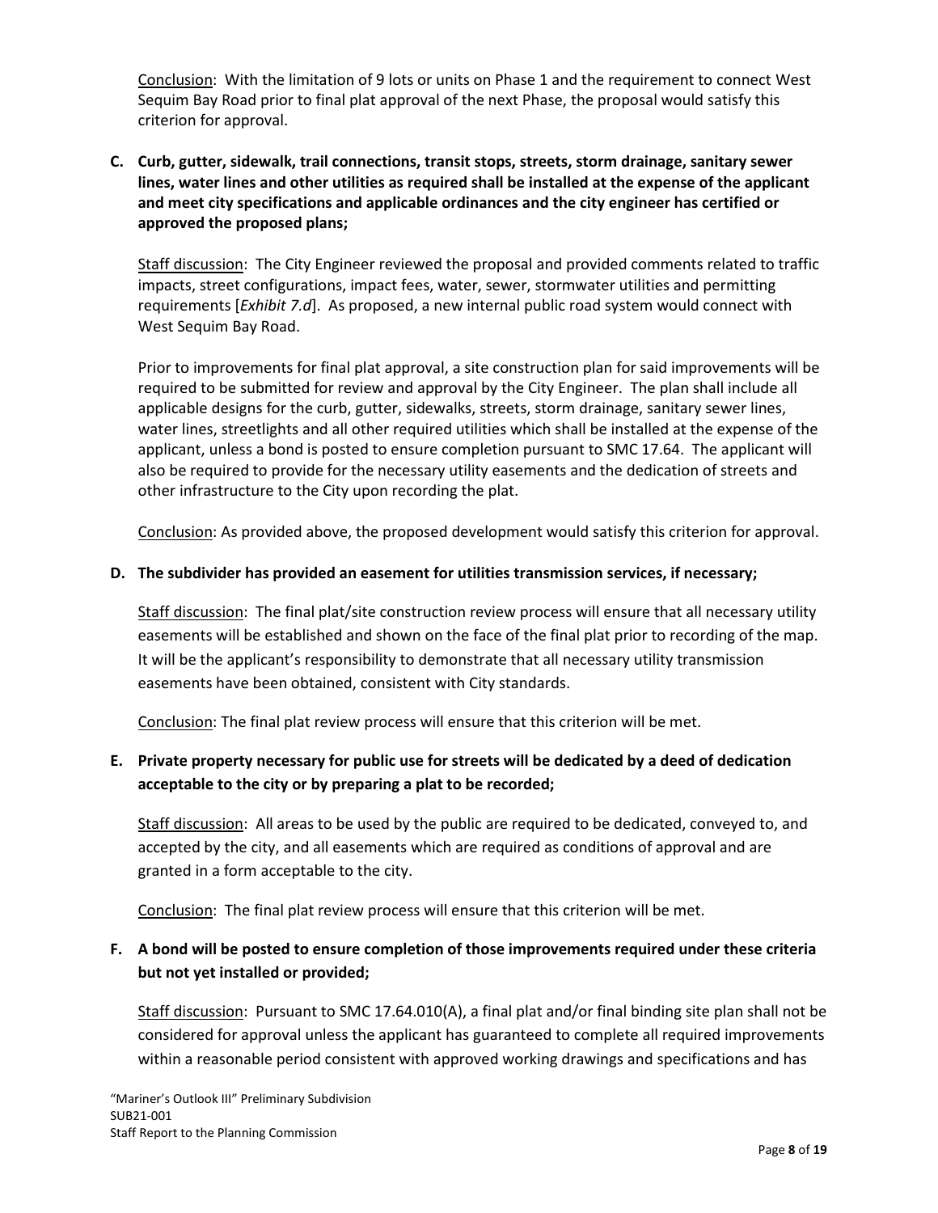Conclusion: With the limitation of 9 lots or units on Phase 1 and the requirement to connect West Sequim Bay Road prior to final plat approval of the next Phase, the proposal would satisfy this criterion for approval.

**C. Curb, gutter, sidewalk, trail connections, transit stops, streets, storm drainage, sanitary sewer lines, water lines and other utilities as required shall be installed at the expense of the applicant and meet city specifications and applicable ordinances and the city engineer has certified or approved the proposed plans;**

Staff discussion: The City Engineer reviewed the proposal and provided comments related to traffic impacts, street configurations, impact fees, water, sewer, stormwater utilities and permitting requirements [*Exhibit 7.d*]. As proposed, a new internal public road system would connect with West Sequim Bay Road.

Prior to improvements for final plat approval, a site construction plan for said improvements will be required to be submitted for review and approval by the City Engineer. The plan shall include all applicable designs for the curb, gutter, sidewalks, streets, storm drainage, sanitary sewer lines, water lines, streetlights and all other required utilities which shall be installed at the expense of the applicant, unless a bond is posted to ensure completion pursuant to SMC 17.64. The applicant will also be required to provide for the necessary utility easements and the dedication of streets and other infrastructure to the City upon recording the plat.

Conclusion: As provided above, the proposed development would satisfy this criterion for approval.

**D. The subdivider has provided an easement for utilities transmission services, if necessary;**

Staff discussion: The final plat/site construction review process will ensure that all necessary utility easements will be established and shown on the face of the final plat prior to recording of the map. It will be the applicant's responsibility to demonstrate that all necessary utility transmission easements have been obtained, consistent with City standards.

Conclusion: The final plat review process will ensure that this criterion will be met.

**E. Private property necessary for public use for streets will be dedicated by a deed of dedication acceptable to the city or by preparing a plat to be recorded;**

Staff discussion: All areas to be used by the public are required to be dedicated, conveyed to, and accepted by the city, and all easements which are required as conditions of approval and are granted in a form acceptable to the city.

Conclusion: The final plat review process will ensure that this criterion will be met.

**F. A bond will be posted to ensure completion of those improvements required under these criteria but not yet installed or provided;**

Staff discussion: Pursuant to SMC 17.64.010(A), a final plat and/or final binding site plan shall not be considered for approval unless the applicant has guaranteed to complete all required improvements within a reasonable period consistent with approved working drawings and specifications and has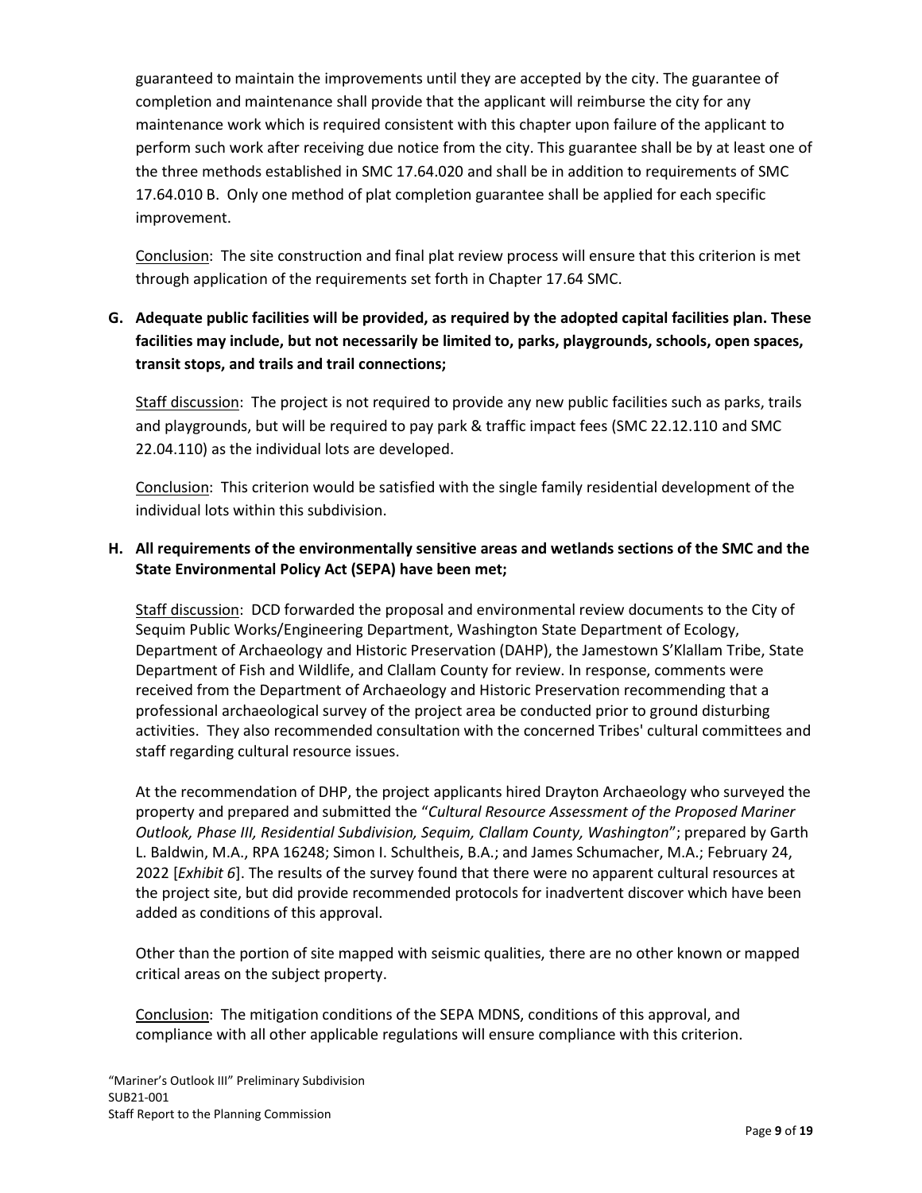guaranteed to maintain the improvements until they are accepted by the city. The guarantee of completion and maintenance shall provide that the applicant will reimburse the city for any maintenance work which is required consistent with this chapter upon failure of the applicant to perform such work after receiving due notice from the city. This guarantee shall be by at least one of the three methods established in SMC 17.64.020 and shall be in addition to requirements of SMC 17.64.010 B. Only one method of plat completion guarantee shall be applied for each specific improvement.

Conclusion: The site construction and final plat review process will ensure that this criterion is met through application of the requirements set forth in Chapter 17.64 SMC.

**G. Adequate public facilities will be provided, as required by the adopted capital facilities plan. These facilities may include, but not necessarily be limited to, parks, playgrounds, schools, open spaces, transit stops, and trails and trail connections;**

Staff discussion: The project is not required to provide any new public facilities such as parks, trails and playgrounds, but will be required to pay park & traffic impact fees (SMC 22.12.110 and SMC 22.04.110) as the individual lots are developed.

Conclusion: This criterion would be satisfied with the single family residential development of the individual lots within this subdivision.

**H. All requirements of the environmentally sensitive areas and wetlands sections of the SMC and the State Environmental Policy Act (SEPA) have been met;**

Staff discussion: DCD forwarded the proposal and environmental review documents to the City of Sequim Public Works/Engineering Department, Washington State Department of Ecology, Department of Archaeology and Historic Preservation (DAHP), the Jamestown S'Klallam Tribe, State Department of Fish and Wildlife, and Clallam County for review. In response, comments were received from the Department of Archaeology and Historic Preservation recommending that a professional archaeological survey of the project area be conducted prior to ground disturbing activities. They also recommended consultation with the concerned Tribes' cultural committees and staff regarding cultural resource issues.

At the recommendation of DHP, the project applicants hired Drayton Archaeology who surveyed the property and prepared and submitted the "*Cultural Resource Assessment of the Proposed Mariner Outlook, Phase III, Residential Subdivision, Sequim, Clallam County, Washington*"; prepared by Garth L. Baldwin, M.A., RPA 16248; Simon I. Schultheis, B.A.; and James Schumacher, M.A.; February 24, 2022 [*Exhibit 6*]. The results of the survey found that there were no apparent cultural resources at the project site, but did provide recommended protocols for inadvertent discover which have been added as conditions of this approval.

Other than the portion of site mapped with seismic qualities, there are no other known or mapped critical areas on the subject property.

Conclusion: The mitigation conditions of the SEPA MDNS, conditions of this approval, and compliance with all other applicable regulations will ensure compliance with this criterion.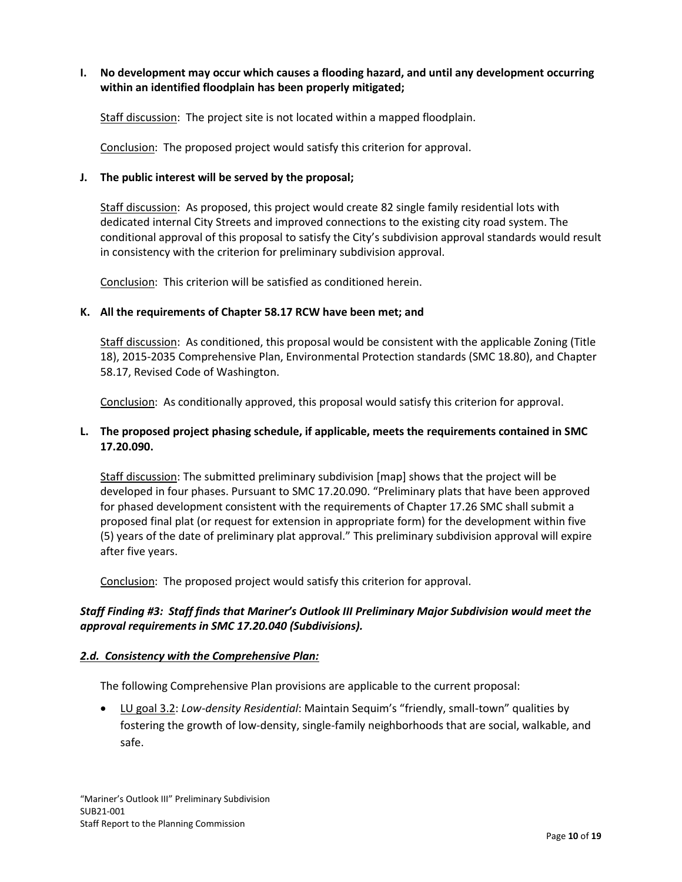**I. No development may occur which causes a flooding hazard, and until any development occurring within an identified floodplain has been properly mitigated;**

Staff discussion: The project site is not located within a mapped floodplain.

Conclusion: The proposed project would satisfy this criterion for approval.

**J. The public interest will be served by the proposal;**

Staff discussion: As proposed, this project would create 82 single family residential lots with dedicated internal City Streets and improved connections to the existing city road system. The conditional approval of this proposal to satisfy the City's subdivision approval standards would result in consistency with the criterion for preliminary subdivision approval.

Conclusion: This criterion will be satisfied as conditioned herein.

**K. All the requirements of Chapter 58.17 RCW have been met; and**

Staff discussion: As conditioned, this proposal would be consistent with the applicable Zoning (Title 18), 2015-2035 Comprehensive Plan, Environmental Protection standards (SMC 18.80), and Chapter 58.17, Revised Code of Washington.

Conclusion: As conditionally approved, this proposal would satisfy this criterion for approval.

**L. The proposed project phasing schedule, if applicable, meets the requirements contained in SMC 17.20.090.**

Staff discussion: The submitted preliminary subdivision [map] shows that the project will be developed in four phases. Pursuant to SMC 17.20.090. "Preliminary plats that have been approved for phased development consistent with the requirements of Chapter 17.26 SMC shall submit a proposed final plat (or request for extension in appropriate form) for the development within five (5) years of the date of preliminary plat approval." This preliminary subdivision approval will expire after five years.

Conclusion: The proposed project would satisfy this criterion for approval.

***Staff Finding #3: Staff finds that Mariner's Outlook III Preliminary Major Subdivision would meet the approval requirements in SMC 17.20.040 (Subdivisions).***

***2.d. Consistency with the Comprehensive Plan:***

The following Comprehensive Plan provisions are applicable to the current proposal:

- LU goal 3.2: *Low-density Residential*: Maintain Sequim's "friendly, small-town" qualities by fostering the growth of low-density, single-family neighborhoods that are social, walkable, and safe.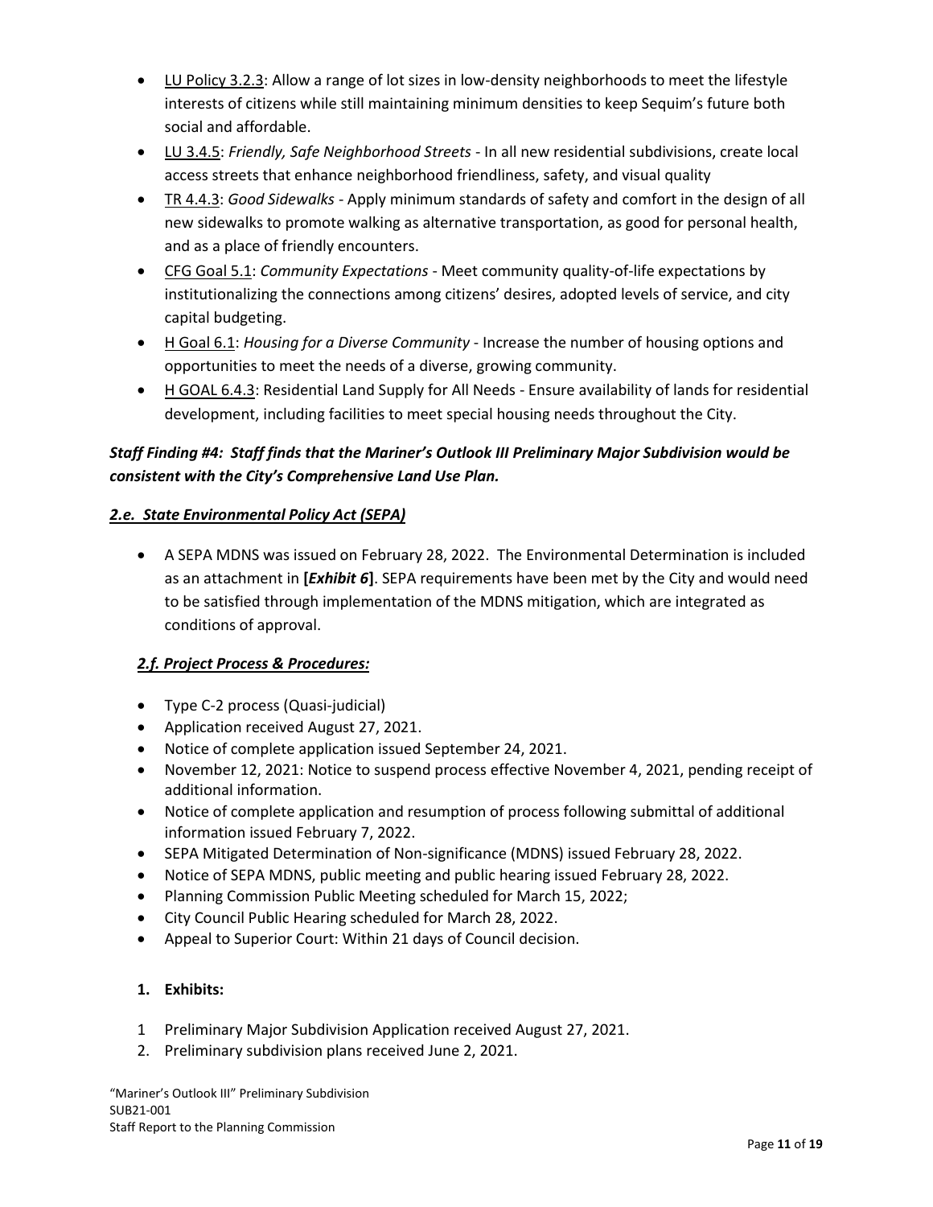- <u>LU Policy 3.2.3</u>: Allow a range of lot sizes in low-density neighborhoods to meet the lifestyle interests of citizens while still maintaining minimum densities to keep Sequim's future both social and affordable.
- <u>LU 3.4.5</u>: *Friendly, Safe Neighborhood Streets* - In all new residential subdivisions, create local access streets that enhance neighborhood friendliness, safety, and visual quality
- <u>TR 4.4.3</u>: *Good Sidewalks* - Apply minimum standards of safety and comfort in the design of all new sidewalks to promote walking as alternative transportation, as good for personal health, and as a place of friendly encounters.
- <u>CFG Goal 5.1</u>: *Community Expectations* - Meet community quality-of-life expectations by institutionalizing the connections among citizens' desires, adopted levels of service, and city capital budgeting.
- <u>H Goal 6.1</u>: *Housing for a Diverse Community* - Increase the number of housing options and opportunities to meet the needs of a diverse, growing community.
- <u>H GOAL 6.4.3</u>: Residential Land Supply for All Needs - Ensure availability of lands for residential development, including facilities to meet special housing needs throughout the City.

***Staff Finding #4: Staff finds that the Mariner's Outlook III Preliminary Major Subdivision would be consistent with the City's Comprehensive Land Use Plan.***

### ***<u>2.e. State Environmental Policy Act (SEPA)</u>***

- A SEPA MDNS was issued on February 28, 2022. The Environmental Determination is included as an attachment in **[*Exhibit 6*]**. SEPA requirements have been met by the City and would need to be satisfied through implementation of the MDNS mitigation, which are integrated as conditions of approval.

### ***<u>2.f. Project Process & Procedures:</u>***

- Type C-2 process (Quasi-judicial)
- Application received August 27, 2021.
- Notice of complete application issued September 24, 2021.
- November 12, 2021: Notice to suspend process effective November 4, 2021, pending receipt of additional information.
- Notice of complete application and resumption of process following submittal of additional information issued February 7, 2022.
- SEPA Mitigated Determination of Non-significance (MDNS) issued February 28, 2022.
- Notice of SEPA MDNS, public meeting and public hearing issued February 28, 2022.
- Planning Commission Public Meeting scheduled for March 15, 2022;
- City Council Public Hearing scheduled for March 28, 2022.
- Appeal to Superior Court: Within 21 days of Council decision.

1. **Exhibits:**

1 Preliminary Major Subdivision Application received August 27, 2021.
2. Preliminary subdivision plans received June 2, 2021.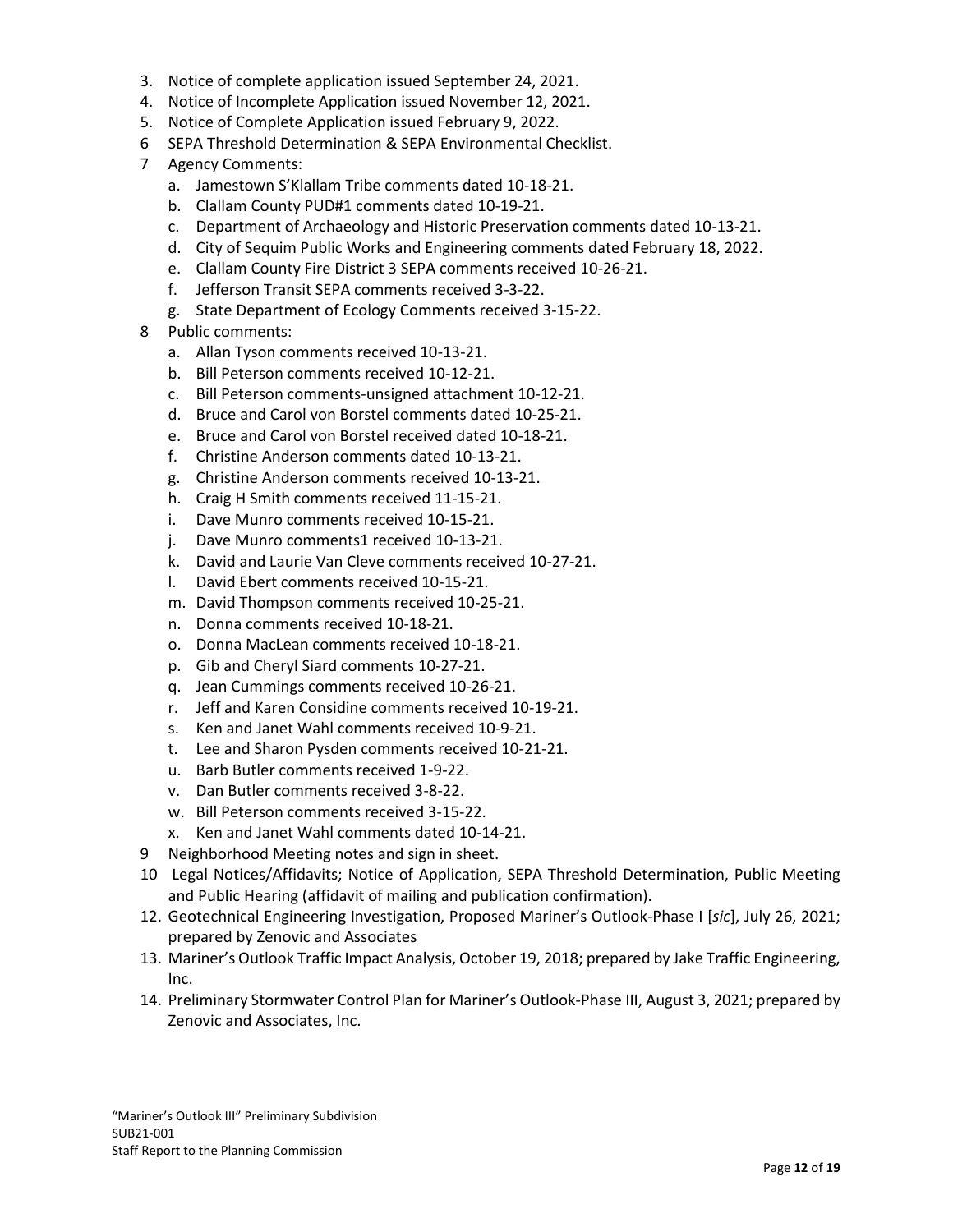3. Notice of complete application issued September 24, 2021.
4. Notice of Incomplete Application issued November 12, 2021.
5. Notice of Complete Application issued February 9, 2022.
6 SEPA Threshold Determination & SEPA Environmental Checklist.
7 Agency Comments:
   a. Jamestown S'Klallam Tribe comments dated 10-18-21.
   b. Clallam County PUD#1 comments dated 10-19-21.
   c. Department of Archaeology and Historic Preservation comments dated 10-13-21.
   d. City of Sequim Public Works and Engineering comments dated February 18, 2022.
   e. Clallam County Fire District 3 SEPA comments received 10-26-21.
   f. Jefferson Transit SEPA comments received 3-3-22.
   g. State Department of Ecology Comments received 3-15-22.
8 Public comments:
   a. Allan Tyson comments received 10-13-21.
   b. Bill Peterson comments received 10-12-21.
   c. Bill Peterson comments-unsigned attachment 10-12-21.
   d. Bruce and Carol von Borstel comments dated 10-25-21.
   e. Bruce and Carol von Borstel received dated 10-18-21.
   f. Christine Anderson comments dated 10-13-21.
   g. Christine Anderson comments received 10-13-21.
   h. Craig H Smith comments received 11-15-21.
   i. Dave Munro comments received 10-15-21.
   j. Dave Munro comments1 received 10-13-21.
   k. David and Laurie Van Cleve comments received 10-27-21.
   l. David Ebert comments received 10-15-21.
   m. David Thompson comments received 10-25-21.
   n. Donna comments received 10-18-21.
   o. Donna MacLean comments received 10-18-21.
   p. Gib and Cheryl Siard comments 10-27-21.
   q. Jean Cummings comments received 10-26-21.
   r. Jeff and Karen Considine comments received 10-19-21.
   s. Ken and Janet Wahl comments received 10-9-21.
   t. Lee and Sharon Pysden comments received 10-21-21.
   u. Barb Butler comments received 1-9-22.
   v. Dan Butler comments received 3-8-22.
   w. Bill Peterson comments received 3-15-22.
   x. Ken and Janet Wahl comments dated 10-14-21.
9 Neighborhood Meeting notes and sign in sheet.
10 Legal Notices/Affidavits; Notice of Application, SEPA Threshold Determination, Public Meeting and Public Hearing (affidavit of mailing and publication confirmation).
12. Geotechnical Engineering Investigation, Proposed Mariner's Outlook-Phase I [*sic*], July 26, 2021; prepared by Zenovic and Associates
13. Mariner's Outlook Traffic Impact Analysis, October 19, 2018; prepared by Jake Traffic Engineering, Inc.
14. Preliminary Stormwater Control Plan for Mariner's Outlook-Phase III, August 3, 2021; prepared by Zenovic and Associates, Inc.

"Mariner's Outlook III" Preliminary Subdivision
SUB21-001
Staff Report to the Planning Commission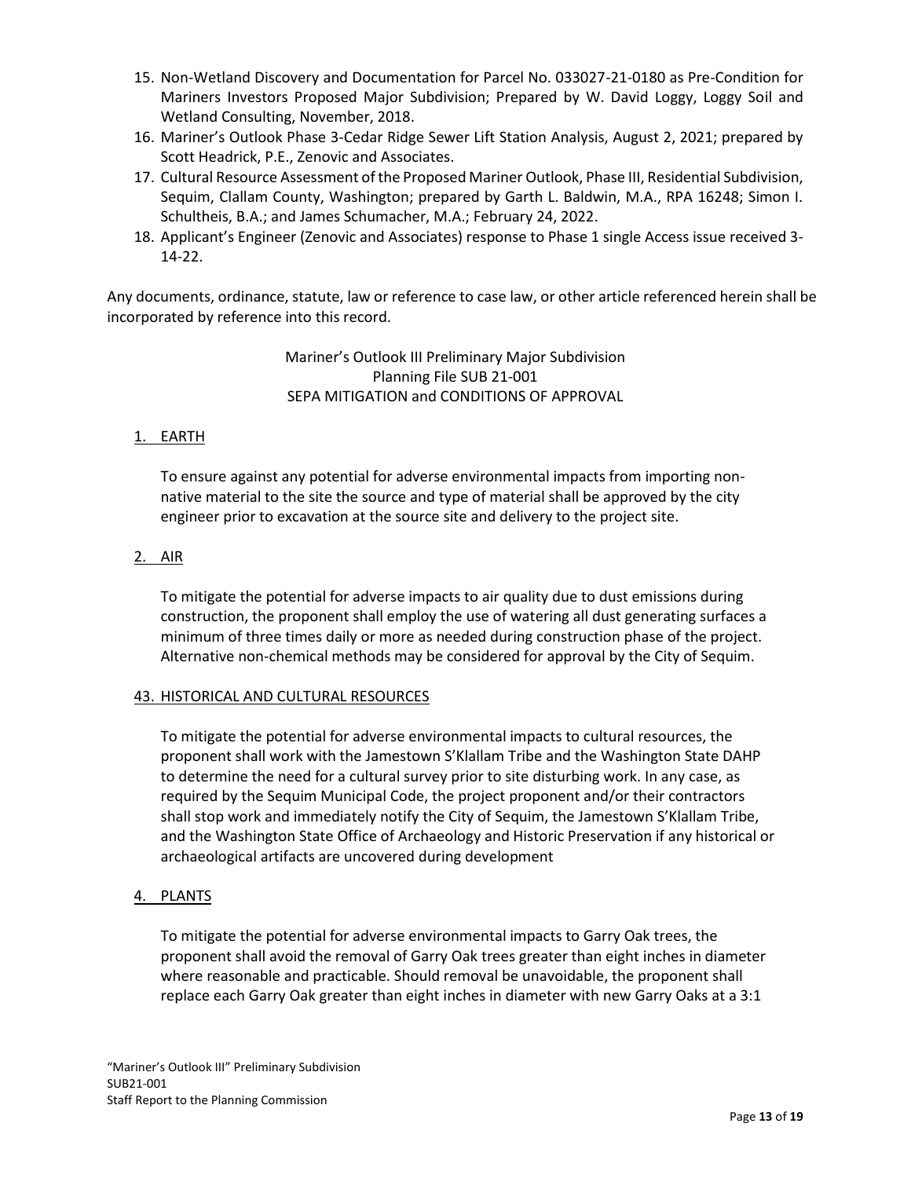15. Non-Wetland Discovery and Documentation for Parcel No. 033027-21-0180 as Pre-Condition for Mariners Investors Proposed Major Subdivision; Prepared by W. David Loggy, Loggy Soil and Wetland Consulting, November, 2018.
16. Mariner's Outlook Phase 3-Cedar Ridge Sewer Lift Station Analysis, August 2, 2021; prepared by Scott Headrick, P.E., Zenovic and Associates.
17. Cultural Resource Assessment of the Proposed Mariner Outlook, Phase III, Residential Subdivision, Sequim, Clallam County, Washington; prepared by Garth L. Baldwin, M.A., RPA 16248; Simon I. Schultheis, B.A.; and James Schumacher, M.A.; February 24, 2022.
18. Applicant's Engineer (Zenovic and Associates) response to Phase 1 single Access issue received 3-14-22.

Any documents, ordinance, statute, law or reference to case law, or other article referenced herein shall be incorporated by reference into this record.

Mariner's Outlook III Preliminary Major Subdivision
Planning File SUB 21-001
SEPA MITIGATION and CONDITIONS OF APPROVAL

1. EARTH

To ensure against any potential for adverse environmental impacts from importing non-native material to the site the source and type of material shall be approved by the city engineer prior to excavation at the source site and delivery to the project site.

2. AIR

To mitigate the potential for adverse impacts to air quality due to dust emissions during construction, the proponent shall employ the use of watering all dust generating surfaces a minimum of three times daily or more as needed during construction phase of the project. Alternative non-chemical methods may be considered for approval by the City of Sequim.

43. HISTORICAL AND CULTURAL RESOURCES

To mitigate the potential for adverse environmental impacts to cultural resources, the proponent shall work with the Jamestown S'Klallam Tribe and the Washington State DAHP to determine the need for a cultural survey prior to site disturbing work. In any case, as required by the Sequim Municipal Code, the project proponent and/or their contractors shall stop work and immediately notify the City of Sequim, the Jamestown S'Klallam Tribe, and the Washington State Office of Archaeology and Historic Preservation if any historical or archaeological artifacts are uncovered during development

4. PLANTS

To mitigate the potential for adverse environmental impacts to Garry Oak trees, the proponent shall avoid the removal of Garry Oak trees greater than eight inches in diameter where reasonable and practicable. Should removal be unavoidable, the proponent shall replace each Garry Oak greater than eight inches in diameter with new Garry Oaks at a 3:1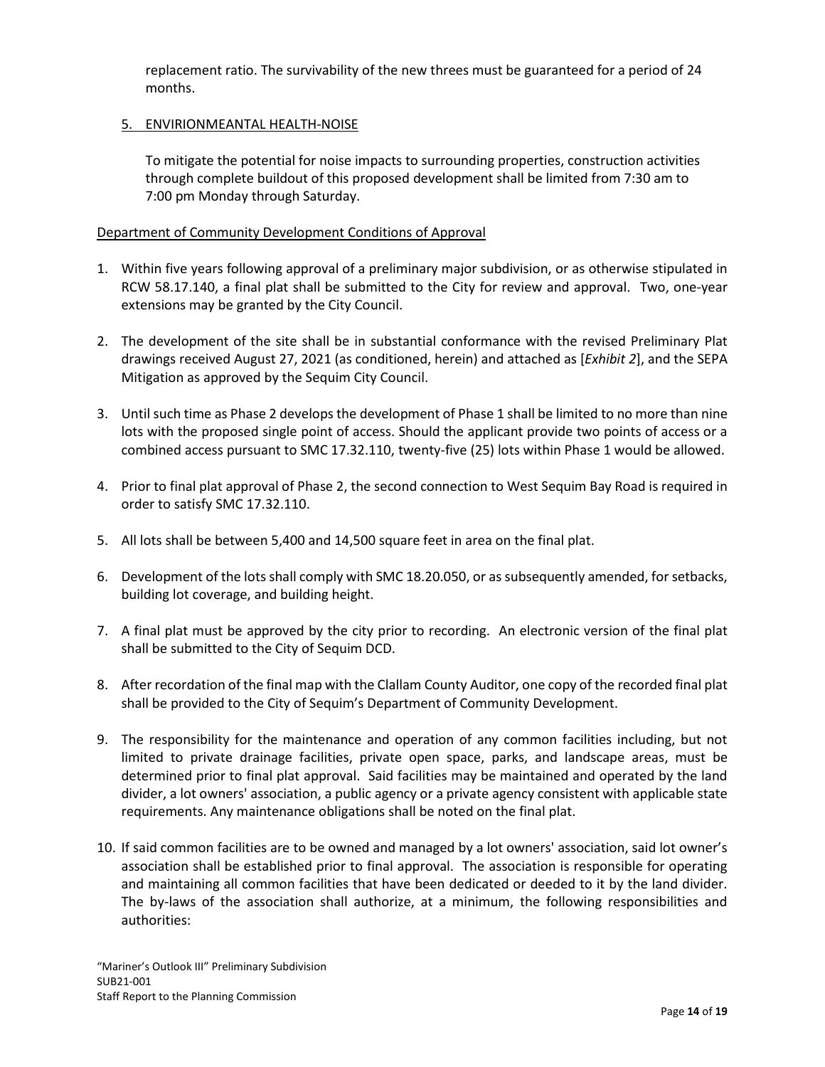replacement ratio. The survivability of the new threes must be guaranteed for a period of 24 months.

5. ENVIRIONMEANTAL HEALTH-NOISE

To mitigate the potential for noise impacts to surrounding properties, construction activities through complete buildout of this proposed development shall be limited from 7:30 am to 7:00 pm Monday through Saturday.

Department of Community Development Conditions of Approval

1. Within five years following approval of a preliminary major subdivision, or as otherwise stipulated in RCW 58.17.140, a final plat shall be submitted to the City for review and approval. Two, one-year extensions may be granted by the City Council.

2. The development of the site shall be in substantial conformance with the revised Preliminary Plat drawings received August 27, 2021 (as conditioned, herein) and attached as [*Exhibit 2*], and the SEPA Mitigation as approved by the Sequim City Council.

3. Until such time as Phase 2 develops the development of Phase 1 shall be limited to no more than nine lots with the proposed single point of access. Should the applicant provide two points of access or a combined access pursuant to SMC 17.32.110, twenty-five (25) lots within Phase 1 would be allowed.

4. Prior to final plat approval of Phase 2, the second connection to West Sequim Bay Road is required in order to satisfy SMC 17.32.110.

5. All lots shall be between 5,400 and 14,500 square feet in area on the final plat.

6. Development of the lots shall comply with SMC 18.20.050, or as subsequently amended, for setbacks, building lot coverage, and building height.

7. A final plat must be approved by the city prior to recording. An electronic version of the final plat shall be submitted to the City of Sequim DCD.

8. After recordation of the final map with the Clallam County Auditor, one copy of the recorded final plat shall be provided to the City of Sequim's Department of Community Development.

9. The responsibility for the maintenance and operation of any common facilities including, but not limited to private drainage facilities, private open space, parks, and landscape areas, must be determined prior to final plat approval. Said facilities may be maintained and operated by the land divider, a lot owners' association, a public agency or a private agency consistent with applicable state requirements. Any maintenance obligations shall be noted on the final plat.

10. If said common facilities are to be owned and managed by a lot owners' association, said lot owner's association shall be established prior to final approval. The association is responsible for operating and maintaining all common facilities that have been dedicated or deeded to it by the land divider. The by-laws of the association shall authorize, at a minimum, the following responsibilities and authorities: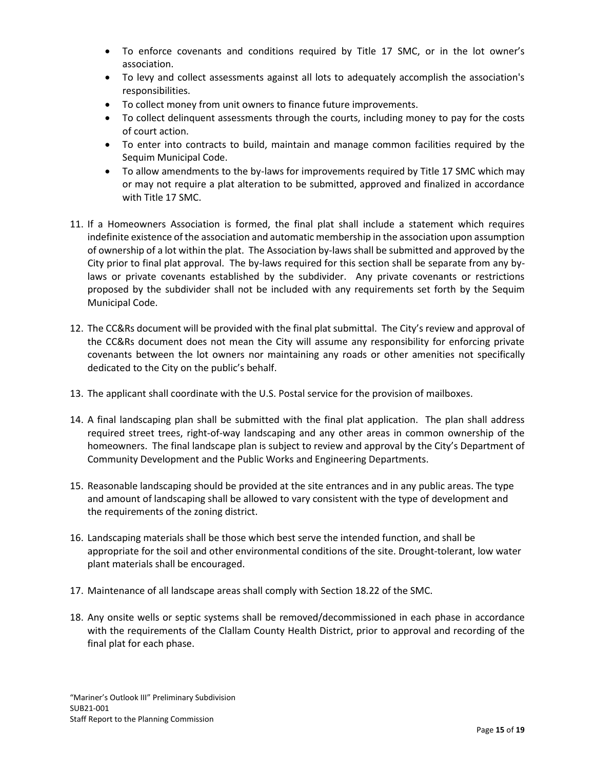- To enforce covenants and conditions required by Title 17 SMC, or in the lot owner's association.
- To levy and collect assessments against all lots to adequately accomplish the association's responsibilities.
- To collect money from unit owners to finance future improvements.
- To collect delinquent assessments through the courts, including money to pay for the costs of court action.
- To enter into contracts to build, maintain and manage common facilities required by the Sequim Municipal Code.
- To allow amendments to the by-laws for improvements required by Title 17 SMC which may or may not require a plat alteration to be submitted, approved and finalized in accordance with Title 17 SMC.

11. If a Homeowners Association is formed, the final plat shall include a statement which requires indefinite existence of the association and automatic membership in the association upon assumption of ownership of a lot within the plat. The Association by-laws shall be submitted and approved by the City prior to final plat approval. The by-laws required for this section shall be separate from any by-laws or private covenants established by the subdivider. Any private covenants or restrictions proposed by the subdivider shall not be included with any requirements set forth by the Sequim Municipal Code.

12. The CC&Rs document will be provided with the final plat submittal. The City's review and approval of the CC&Rs document does not mean the City will assume any responsibility for enforcing private covenants between the lot owners nor maintaining any roads or other amenities not specifically dedicated to the City on the public's behalf.

13. The applicant shall coordinate with the U.S. Postal service for the provision of mailboxes.

14. A final landscaping plan shall be submitted with the final plat application. The plan shall address required street trees, right-of-way landscaping and any other areas in common ownership of the homeowners. The final landscape plan is subject to review and approval by the City's Department of Community Development and the Public Works and Engineering Departments.

15. Reasonable landscaping should be provided at the site entrances and in any public areas. The type and amount of landscaping shall be allowed to vary consistent with the type of development and the requirements of the zoning district.

16. Landscaping materials shall be those which best serve the intended function, and shall be appropriate for the soil and other environmental conditions of the site. Drought-tolerant, low water plant materials shall be encouraged.

17. Maintenance of all landscape areas shall comply with Section 18.22 of the SMC.

18. Any onsite wells or septic systems shall be removed/decommissioned in each phase in accordance with the requirements of the Clallam County Health District, prior to approval and recording of the final plat for each phase.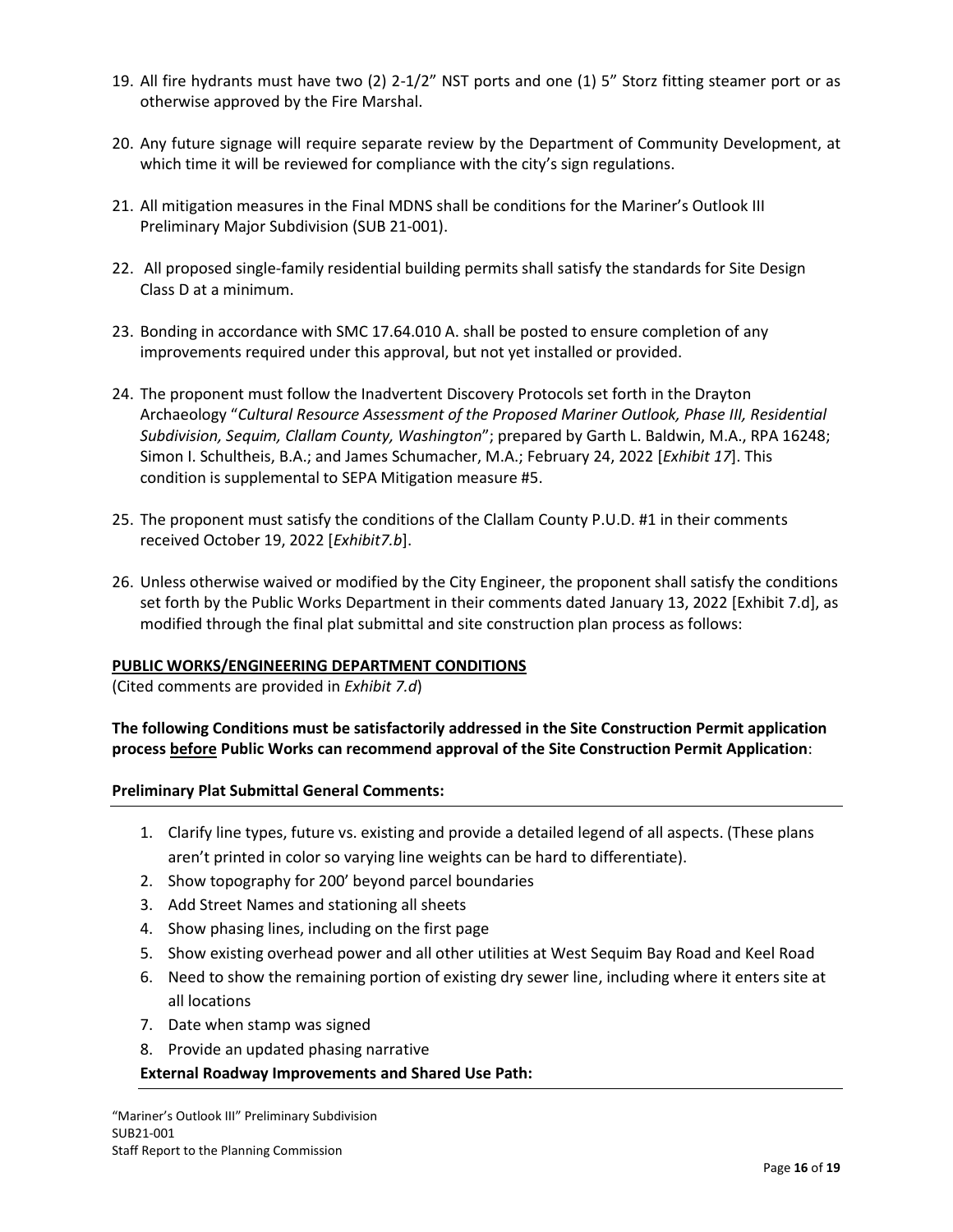19. All fire hydrants must have two (2) 2-1/2" NST ports and one (1) 5" Storz fitting steamer port or as otherwise approved by the Fire Marshal.

20. Any future signage will require separate review by the Department of Community Development, at which time it will be reviewed for compliance with the city's sign regulations.

21. All mitigation measures in the Final MDNS shall be conditions for the Mariner's Outlook III Preliminary Major Subdivision (SUB 21-001).

22. All proposed single-family residential building permits shall satisfy the standards for Site Design Class D at a minimum.

23. Bonding in accordance with SMC 17.64.010 A. shall be posted to ensure completion of any improvements required under this approval, but not yet installed or provided.

24. The proponent must follow the Inadvertent Discovery Protocols set forth in the Drayton Archaeology "*Cultural Resource Assessment of the Proposed Mariner Outlook, Phase III, Residential Subdivision, Sequim, Clallam County, Washington*"; prepared by Garth L. Baldwin, M.A., RPA 16248; Simon I. Schultheis, B.A.; and James Schumacher, M.A.; February 24, 2022 [*Exhibit 17*]. This condition is supplemental to SEPA Mitigation measure #5.

25. The proponent must satisfy the conditions of the Clallam County P.U.D. #1 in their comments received October 19, 2022 [*Exhibit7.b*].

26. Unless otherwise waived or modified by the City Engineer, the proponent shall satisfy the conditions set forth by the Public Works Department in their comments dated January 13, 2022 [Exhibit 7.d], as modified through the final plat submittal and site construction plan process as follows:

**PUBLIC WORKS/ENGINEERING DEPARTMENT CONDITIONS**

(Cited comments are provided in *Exhibit 7.d*)

**The following Conditions must be satisfactorily addressed in the Site Construction Permit application process before Public Works can recommend approval of the Site Construction Permit Application**:

**Preliminary Plat Submittal General Comments:**

1. Clarify line types, future vs. existing and provide a detailed legend of all aspects. (These plans aren't printed in color so varying line weights can be hard to differentiate).
2. Show topography for 200' beyond parcel boundaries
3. Add Street Names and stationing all sheets
4. Show phasing lines, including on the first page
5. Show existing overhead power and all other utilities at West Sequim Bay Road and Keel Road
6. Need to show the remaining portion of existing dry sewer line, including where it enters site at all locations
7. Date when stamp was signed
8. Provide an updated phasing narrative

**External Roadway Improvements and Shared Use Path:**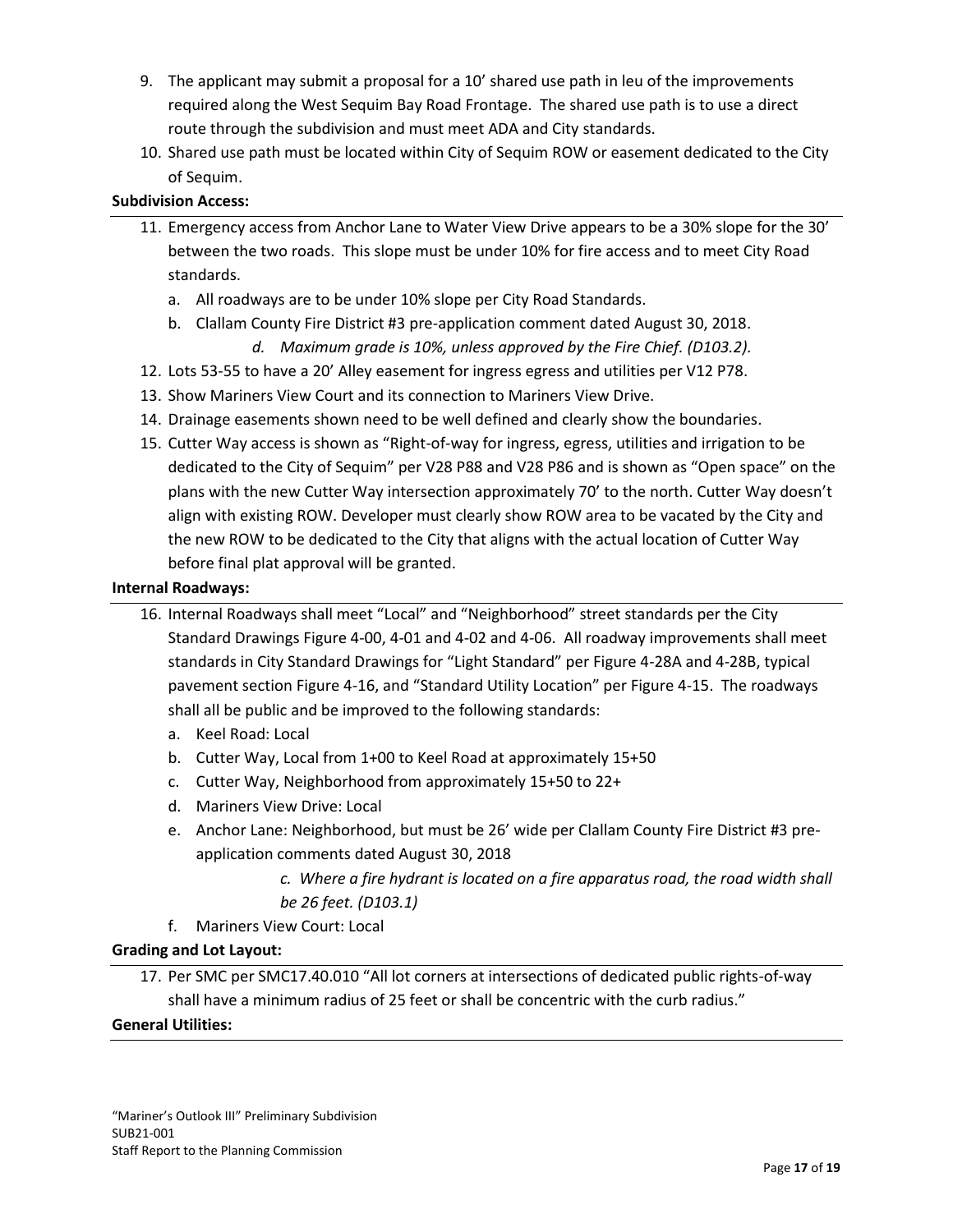9. The applicant may submit a proposal for a 10' shared use path in leu of the improvements required along the West Sequim Bay Road Frontage. The shared use path is to use a direct route through the subdivision and must meet ADA and City standards.
10. Shared use path must be located within City of Sequim ROW or easement dedicated to the City of Sequim.

**Subdivision Access:**

11. Emergency access from Anchor Lane to Water View Drive appears to be a 30% slope for the 30' between the two roads. This slope must be under 10% for fire access and to meet City Road standards.
    a. All roadways are to be under 10% slope per City Road Standards.
    b. Clallam County Fire District #3 pre-application comment dated August 30, 2018.
        *d. Maximum grade is 10%, unless approved by the Fire Chief. (D103.2).*
12. Lots 53-55 to have a 20' Alley easement for ingress egress and utilities per V12 P78.
13. Show Mariners View Court and its connection to Mariners View Drive.
14. Drainage easements shown need to be well defined and clearly show the boundaries.
15. Cutter Way access is shown as "Right-of-way for ingress, egress, utilities and irrigation to be dedicated to the City of Sequim" per V28 P88 and V28 P86 and is shown as "Open space" on the plans with the new Cutter Way intersection approximately 70' to the north. Cutter Way doesn't align with existing ROW. Developer must clearly show ROW area to be vacated by the City and the new ROW to be dedicated to the City that aligns with the actual location of Cutter Way before final plat approval will be granted.

**Internal Roadways:**

16. Internal Roadways shall meet "Local" and "Neighborhood" street standards per the City Standard Drawings Figure 4-00, 4-01 and 4-02 and 4-06. All roadway improvements shall meet standards in City Standard Drawings for "Light Standard" per Figure 4-28A and 4-28B, typical pavement section Figure 4-16, and "Standard Utility Location" per Figure 4-15. The roadways shall all be public and be improved to the following standards:
    a. Keel Road: Local
    b. Cutter Way, Local from 1+00 to Keel Road at approximately 15+50
    c. Cutter Way, Neighborhood from approximately 15+50 to 22+
    d. Mariners View Drive: Local
    e. Anchor Lane: Neighborhood, but must be 26' wide per Clallam County Fire District #3 pre-application comments dated August 30, 2018
        *c. Where a fire hydrant is located on a fire apparatus road, the road width shall be 26 feet. (D103.1)*
    f. Mariners View Court: Local

**Grading and Lot Layout:**

17. Per SMC per SMC17.40.010 "All lot corners at intersections of dedicated public rights-of-way shall have a minimum radius of 25 feet or shall be concentric with the curb radius."

**General Utilities:**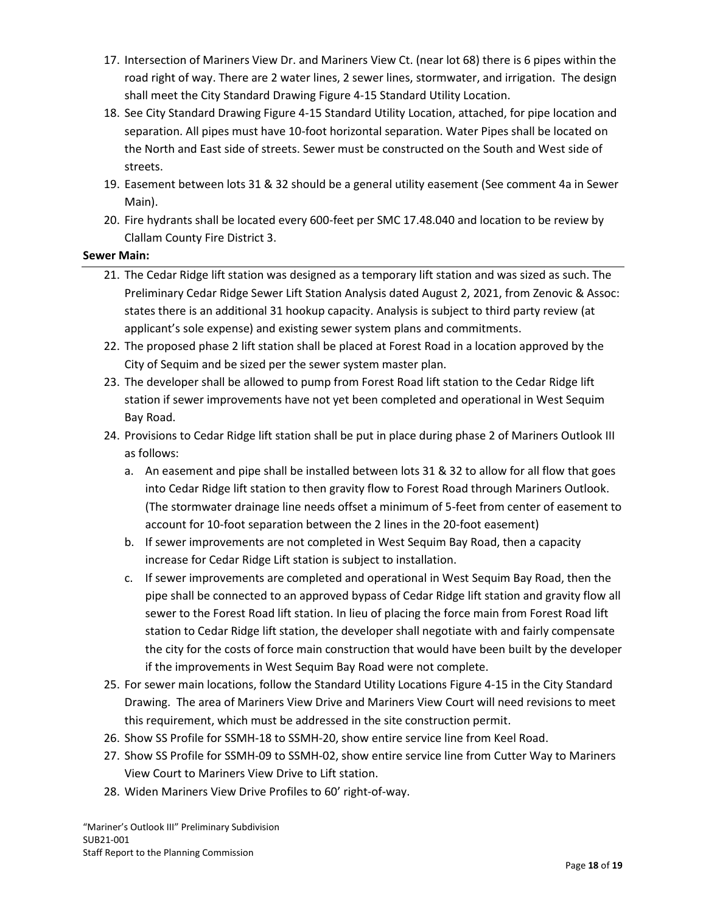17. Intersection of Mariners View Dr. and Mariners View Ct. (near lot 68) there is 6 pipes within the road right of way. There are 2 water lines, 2 sewer lines, stormwater, and irrigation. The design shall meet the City Standard Drawing Figure 4-15 Standard Utility Location.
18. See City Standard Drawing Figure 4-15 Standard Utility Location, attached, for pipe location and separation. All pipes must have 10-foot horizontal separation. Water Pipes shall be located on the North and East side of streets. Sewer must be constructed on the South and West side of streets.
19. Easement between lots 31 & 32 should be a general utility easement (See comment 4a in Sewer Main).
20. Fire hydrants shall be located every 600-feet per SMC 17.48.040 and location to be review by Clallam County Fire District 3.

**Sewer Main:**

21. The Cedar Ridge lift station was designed as a temporary lift station and was sized as such. The Preliminary Cedar Ridge Sewer Lift Station Analysis dated August 2, 2021, from Zenovic & Assoc: states there is an additional 31 hookup capacity. Analysis is subject to third party review (at applicant's sole expense) and existing sewer system plans and commitments.
22. The proposed phase 2 lift station shall be placed at Forest Road in a location approved by the City of Sequim and be sized per the sewer system master plan.
23. The developer shall be allowed to pump from Forest Road lift station to the Cedar Ridge lift station if sewer improvements have not yet been completed and operational in West Sequim Bay Road.
24. Provisions to Cedar Ridge lift station shall be put in place during phase 2 of Mariners Outlook III as follows:
    a. An easement and pipe shall be installed between lots 31 & 32 to allow for all flow that goes into Cedar Ridge lift station to then gravity flow to Forest Road through Mariners Outlook. (The stormwater drainage line needs offset a minimum of 5-feet from center of easement to account for 10-foot separation between the 2 lines in the 20-foot easement)
    b. If sewer improvements are not completed in West Sequim Bay Road, then a capacity increase for Cedar Ridge Lift station is subject to installation.
    c. If sewer improvements are completed and operational in West Sequim Bay Road, then the pipe shall be connected to an approved bypass of Cedar Ridge lift station and gravity flow all sewer to the Forest Road lift station. In lieu of placing the force main from Forest Road lift station to Cedar Ridge lift station, the developer shall negotiate with and fairly compensate the city for the costs of force main construction that would have been built by the developer if the improvements in West Sequim Bay Road were not complete.
25. For sewer main locations, follow the Standard Utility Locations Figure 4-15 in the City Standard Drawing. The area of Mariners View Drive and Mariners View Court will need revisions to meet this requirement, which must be addressed in the site construction permit.
26. Show SS Profile for SSMH-18 to SSMH-20, show entire service line from Keel Road.
27. Show SS Profile for SSMH-09 to SSMH-02, show entire service line from Cutter Way to Mariners View Court to Mariners View Drive to Lift station.
28. Widen Mariners View Drive Profiles to 60' right-of-way.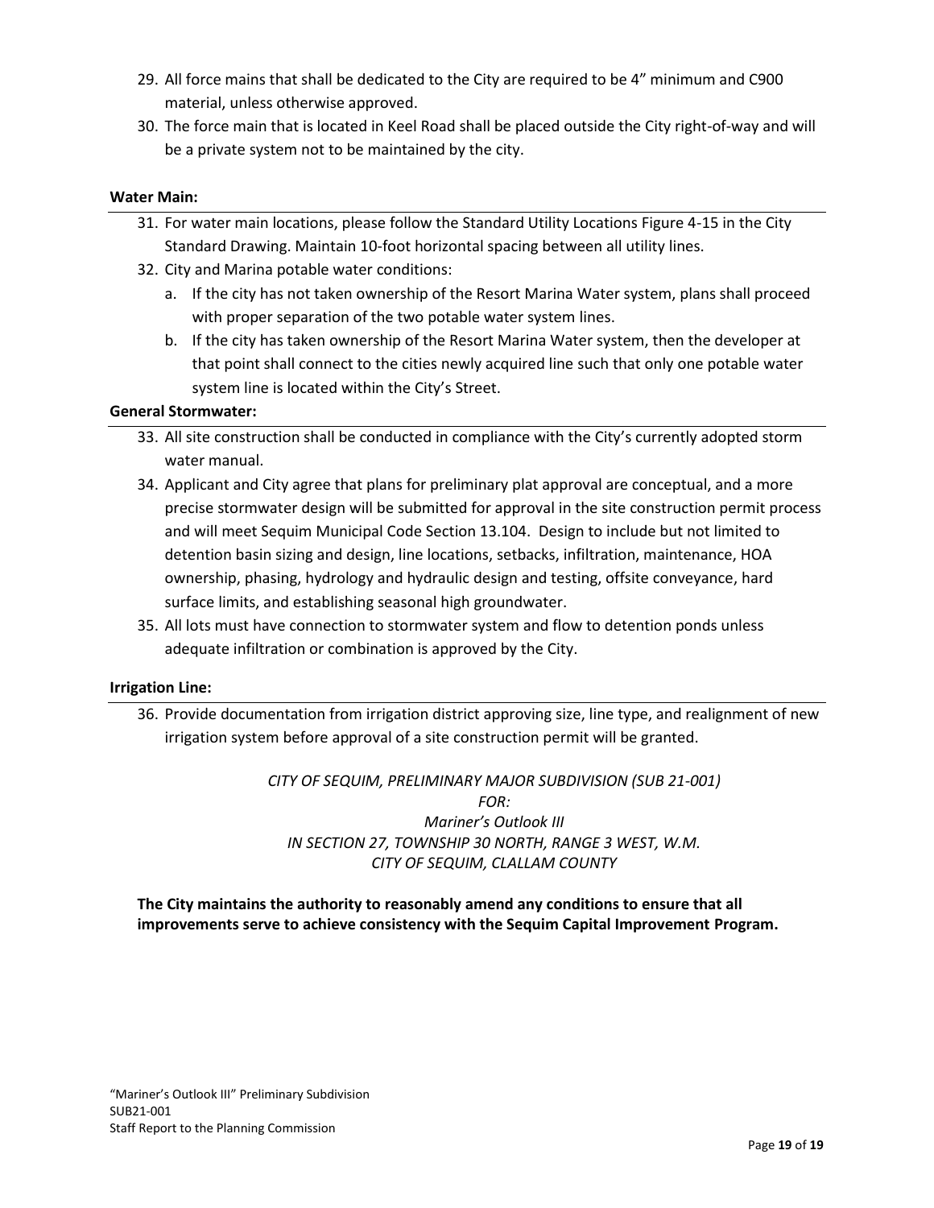29. All force mains that shall be dedicated to the City are required to be 4" minimum and C900 material, unless otherwise approved.
30. The force main that is located in Keel Road shall be placed outside the City right-of-way and will be a private system not to be maintained by the city.

**Water Main:**

31. For water main locations, please follow the Standard Utility Locations Figure 4-15 in the City Standard Drawing. Maintain 10-foot horizontal spacing between all utility lines.
32. City and Marina potable water conditions:
    a. If the city has not taken ownership of the Resort Marina Water system, plans shall proceed with proper separation of the two potable water system lines.
    b. If the city has taken ownership of the Resort Marina Water system, then the developer at that point shall connect to the cities newly acquired line such that only one potable water system line is located within the City's Street.

**General Stormwater:**

33. All site construction shall be conducted in compliance with the City's currently adopted storm water manual.
34. Applicant and City agree that plans for preliminary plat approval are conceptual, and a more precise stormwater design will be submitted for approval in the site construction permit process and will meet Sequim Municipal Code Section 13.104. Design to include but not limited to detention basin sizing and design, line locations, setbacks, infiltration, maintenance, HOA ownership, phasing, hydrology and hydraulic design and testing, offsite conveyance, hard surface limits, and establishing seasonal high groundwater.
35. All lots must have connection to stormwater system and flow to detention ponds unless adequate infiltration or combination is approved by the City.

**Irrigation Line:**

36. Provide documentation from irrigation district approving size, line type, and realignment of new irrigation system before approval of a site construction permit will be granted.

*CITY OF SEQUIM, PRELIMINARY MAJOR SUBDIVISION (SUB 21-001)*
*FOR:*
*Mariner's Outlook III*
*IN SECTION 27, TOWNSHIP 30 NORTH, RANGE 3 WEST, W.M.*
*CITY OF SEQUIM, CLALLAM COUNTY*

**The City maintains the authority to reasonably amend any conditions to ensure that all improvements serve to achieve consistency with the Sequim Capital Improvement Program.**